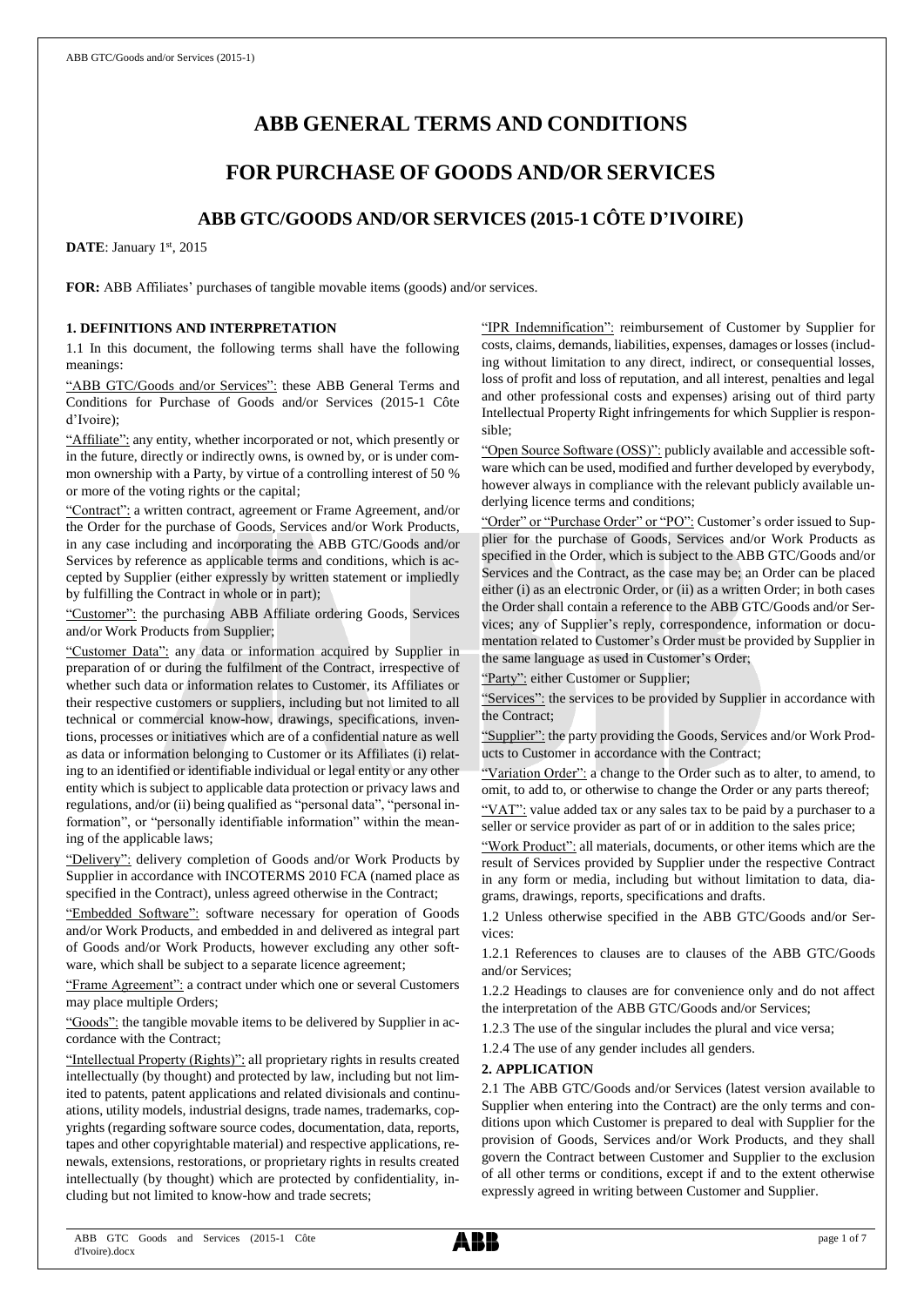# ABB GENERAL TERMS AND CONDITIONS

# FOR PURCHASE OF GOODS AND/OR SERVICES

## ABB GTC/GOODS AND/OR SERVICES (2015-1 CÔTE D'IVOIRE)

**DATE**: January 1st, 2015

**FOR:** ABB Affiliates' purchases of tangible movable items (goods) and/or services.

### 1. DEFINITIONS AND INTERPRETATION

1.1 In this document, the following terms shall have the following meanings:

"ABB GTC/Goods and/or Services": these ABB General Terms and Conditions for Purchase of Goods and/or Services (2015-1 Côte d'Ivoire);

"Affiliate": any entity, whether incorporated or not, which presently or in the future, directly or indirectly owns, is owned by, or is under common ownership with a Party, by virtue of a controlling interest of 50 % or more of the voting rights or the capital;

"Contract": a written contract, agreement or Frame Agreement, and/or the Order for the purchase of Goods, Services and/or Work Products, in any case including and incorporating the ABB GTC/Goods and/or Services by reference as applicable terms and conditions, which is accepted by Supplier (either expressly by written statement or impliedly by fulfilling the Contract in whole or in part);

"Customer": the purchasing ABB Affiliate ordering Goods, Services and/or Work Products from Supplier;

"Customer Data": any data or information acquired by Supplier in preparation of or during the fulfilment of the Contract, irrespective of whether such data or information relates to Customer, its Affiliates or their respective customers or suppliers, including but not limited to all technical or commercial know-how, drawings, specifications, inventions, processes or initiatives which are of a confidential nature as well as data or information belonging to Customer or its Affiliates (i) relating to an identified or identifiable individual or legal entity or any other entity which is subject to applicable data protection or privacy laws and regulations, and/or (ii) being qualified as "personal data", "personal information", or "personally identifiable information" within the meaning of the applicable laws;

"Delivery": delivery completion of Goods and/or Work Products by Supplier in accordance with INCOTERMS 2010 FCA (named place as specified in the Contract), unless agreed otherwise in the Contract;

"Embedded Software": software necessary for operation of Goods and/or Work Products, and embedded in and delivered as integral part of Goods and/or Work Products, however excluding any other software, which shall be subject to a separate licence agreement;

"Frame Agreement": a contract under which one or several Customers may place multiple Orders;

"Goods": the tangible movable items to be delivered by Supplier in accordance with the Contract;

"Intellectual Property (Rights)": all proprietary rights in results created intellectually (by thought) and protected by law, including but not limited to patents, patent applications and related divisionals and continuations, utility models, industrial designs, trade names, trademarks, copyrights (regarding software source codes, documentation, data, reports, tapes and other copyrightable material) and respective applications, renewals, extensions, restorations, or proprietary rights in results created intellectually (by thought) which are protected by confidentiality, including but not limited to know-how and trade secrets;

"IPR Indemnification": reimbursement of Customer by Supplier for costs, claims, demands, liabilities, expenses, damages or losses (including without limitation to any direct, indirect, or consequential losses, loss of profit and loss of reputation, and all interest, penalties and legal and other professional costs and expenses) arising out of third party Intellectual Property Right infringements for which Supplier is responsible;

"Open Source Software (OSS)": publicly available and accessible software which can be used, modified and further developed by everybody, however always in compliance with the relevant publicly available underlying licence terms and conditions;

"Order" or "Purchase Order" or "PO": Customer's order issued to Supplier for the purchase of Goods, Services and/or Work Products as specified in the Order, which is subject to the ABB GTC/Goods and/or Services and the Contract, as the case may be; an Order can be placed either (i) as an electronic Order, or (ii) as a written Order; in both cases the Order shall contain a reference to the ABB GTC/Goods and/or Services; any of Supplier's reply, correspondence, information or documentation related to Customer's Order must be provided by Supplier in the same language as used in Customer's Order;

"Party": either Customer or Supplier;

"Services": the services to be provided by Supplier in accordance with the Contract;

"Supplier": the party providing the Goods, Services and/or Work Products to Customer in accordance with the Contract;

"Variation Order": a change to the Order such as to alter, to amend, to omit, to add to, or otherwise to change the Order or any parts thereof;

"VAT": value added tax or any sales tax to be paid by a purchaser to a seller or service provider as part of or in addition to the sales price;

"Work Product": all materials, documents, or other items which are the result of Services provided by Supplier under the respective Contract in any form or media, including but without limitation to data, diagrams, drawings, reports, specifications and drafts.

1.2 Unless otherwise specified in the ABB GTC/Goods and/or Services:

1.2.1 References to clauses are to clauses of the ABB GTC/Goods and/or Services;

1.2.2 Headings to clauses are for convenience only and do not affect the interpretation of the ABB GTC/Goods and/or Services;

1.2.3 The use of the singular includes the plural and vice versa;

1.2.4 The use of any gender includes all genders.

### 2. APPLICATION

2.1 The ABB GTC/Goods and/or Services (latest version available to Supplier when entering into the Contract) are the only terms and conditions upon which Customer is prepared to deal with Supplier for the provision of Goods, Services and/or Work Products, and they shall govern the Contract between Customer and Supplier to the exclusion of all other terms or conditions, except if and to the extent otherwise expressly agreed in writing between Customer and Supplier.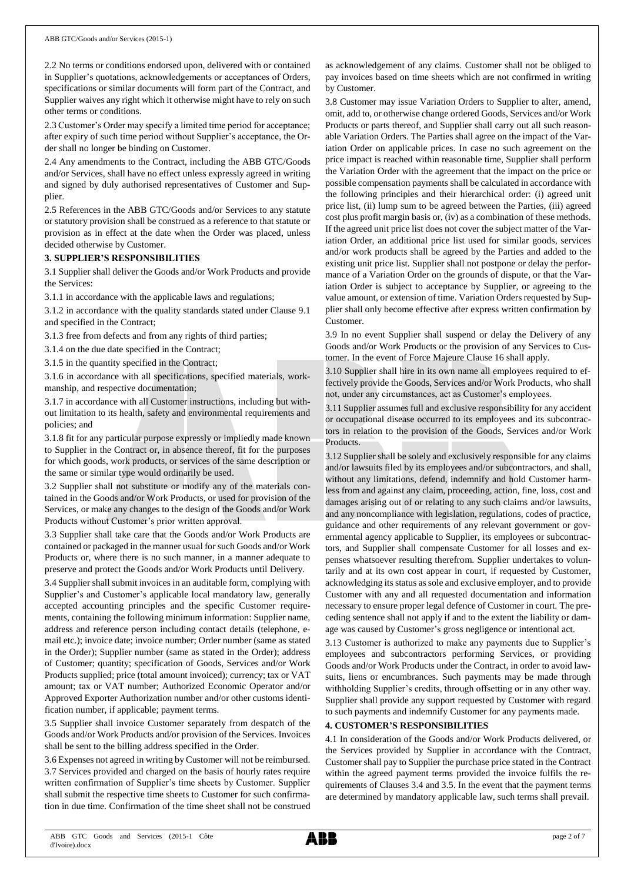2.2 No terms or conditions endorsed upon, delivered with or contained in Supplier's quotations, acknowledgements or acceptances of Orders, specifications or similar documents will form part of the Contract, and Supplier waives any right which it otherwise might have to rely on such other terms or conditions.

2.3 Customer's Order may specify a limited time period for acceptance; after expiry of such time period without Supplier's acceptance, the Order shall no longer be binding on Customer.

2.4 Any amendments to the Contract, including the ABB GTC/Goods and/or Services, shall have no effect unless expressly agreed in writing and signed by duly authorised representatives of Customer and Supplier.

2.5 References in the ABB GTC/Goods and/or Services to any statute or statutory provision shall be construed as a reference to that statute or provision as in effect at the date when the Order was placed, unless decided otherwise by Customer.

**3. SUPPLIER'S RESPONSIBILITIES**

3.1 Supplier shall deliver the Goods and/or Work Products and provide the Services:

3.1.1 in accordance with the applicable laws and regulations;

3.1.2 in accordance with the quality standards stated under Clause 9.1 and specified in the Contract;

3.1.3 free from defects and from any rights of third parties;

3.1.4 on the due date specified in the Contract;

3.1.5 in the quantity specified in the Contract;

3.1.6 in accordance with all specifications, specified materials, workmanship, and respective documentation;

3.1.7 in accordance with all Customer instructions, including but without limitation to its health, safety and environmental requirements and policies; and

3.1.8 fit for any particular purpose expressly or impliedly made known to Supplier in the Contract or, in absence thereof, fit for the purposes for which goods, work products, or services of the same description or the same or similar type would ordinarily be used.

3.2 Supplier shall not substitute or modify any of the materials contained in the Goods and/or Work Products, or used for provision of the Services, or make any changes to the design of the Goods and/or Work Products without Customer's prior written approval.

3.3 Supplier shall take care that the Goods and/or Work Products are contained or packaged in the manner usual for such Goods and/or Work Products or, where there is no such manner, in a manner adequate to preserve and protect the Goods and/or Work Products until Delivery.

3.4 Supplier shall submit invoices in an auditable form, complying with Supplier's and Customer's applicable local mandatory law, generally accepted accounting principles and the specific Customer requirements, containing the following minimum information: Supplier name, address and reference person including contact details (telephone, e-mail etc.); invoice date; invoice number; Order number (same as stated in the Order); Supplier number (same as stated in the Order); address of Customer; quantity; specification of Goods, Services and/or Work Products supplied; price (total amount invoiced); currency; tax or VAT amount; tax or VAT number; Authorized Economic Operator and/or Approved Exporter Authorization number and/or other customs identification number, if applicable; payment terms.

3.5 Supplier shall invoice Customer separately from despatch of the Goods and/or Work Products and/or provision of the Services. Invoices shall be sent to the billing address specified in the Order.

3.6 Expenses not agreed in writing by Customer will not be reimbursed.

3.7 Services provided and charged on the basis of hourly rates require written confirmation of Supplier's time sheets by Customer. Supplier shall submit the respective time sheets to Customer for such confirmation in due time. Confirmation of the time sheet shall not be construed as acknowledgement of any claims. Customer shall not be obliged to pay invoices based on time sheets which are not confirmed in writing by Customer.

3.8 Customer may issue Variation Orders to Supplier to alter, amend, omit, add to, or otherwise change ordered Goods, Services and/or Work Products or parts thereof, and Supplier shall carry out all such reasonable Variation Orders. The Parties shall agree on the impact of the Variation Order on applicable prices. In case no such agreement on the price impact is reached within reasonable time, Supplier shall perform the Variation Order with the agreement that the impact on the price or possible compensation payments shall be calculated in accordance with the following principles and their hierarchical order: (i) agreed unit price list, (ii) lump sum to be agreed between the Parties, (iii) agreed cost plus profit margin basis or, (iv) as a combination of these methods. If the agreed unit price list does not cover the subject matter of the Variation Order, an additional price list used for similar goods, services and/or work products shall be agreed by the Parties and added to the existing unit price list. Supplier shall not postpone or delay the performance of a Variation Order on the grounds of dispute, or that the Variation Order is subject to acceptance by Supplier, or agreeing to the value amount, or extension of time. Variation Orders requested by Supplier shall only become effective after express written confirmation by Customer.

3.9 In no event Supplier shall suspend or delay the Delivery of any Goods and/or Work Products or the provision of any Services to Customer. In the event of Force Majeure Clause 16 shall apply.

3.10 Supplier shall hire in its own name all employees required to effectively provide the Goods, Services and/or Work Products, who shall not, under any circumstances, act as Customer's employees.

3.11 Supplier assumes full and exclusive responsibility for any accident or occupational disease occurred to its employees and its subcontractors in relation to the provision of the Goods, Services and/or Work Products.

3.12 Supplier shall be solely and exclusively responsible for any claims and/or lawsuits filed by its employees and/or subcontractors, and shall, without any limitations, defend, indemnify and hold Customer harmless from and against any claim, proceeding, action, fine, loss, cost and damages arising out of or relating to any such claims and/or lawsuits, and any noncompliance with legislation, regulations, codes of practice, guidance and other requirements of any relevant government or governmental agency applicable to Supplier, its employees or subcontractors, and Supplier shall compensate Customer for all losses and expenses whatsoever resulting therefrom. Supplier undertakes to voluntarily and at its own cost appear in court, if requested by Customer, acknowledging its status as sole and exclusive employer, and to provide Customer with any and all requested documentation and information necessary to ensure proper legal defence of Customer in court. The preceding sentence shall not apply if and to the extent the liability or damage was caused by Customer's gross negligence or intentional act.

3.13 Customer is authorized to make any payments due to Supplier's employees and subcontractors performing Services, or providing Goods and/or Work Products under the Contract, in order to avoid lawsuits, liens or encumbrances. Such payments may be made through withholding Supplier's credits, through offsetting or in any other way. Supplier shall provide any support requested by Customer with regard to such payments and indemnify Customer for any payments made.

**4. CUSTOMER'S RESPONSIBILITIES**

4.1 In consideration of the Goods and/or Work Products delivered, or the Services provided by Supplier in accordance with the Contract, Customer shall pay to Supplier the purchase price stated in the Contract within the agreed payment terms provided the invoice fulfils the requirements of Clauses 3.4 and 3.5. In the event that the payment terms are determined by mandatory applicable law, such terms shall prevail.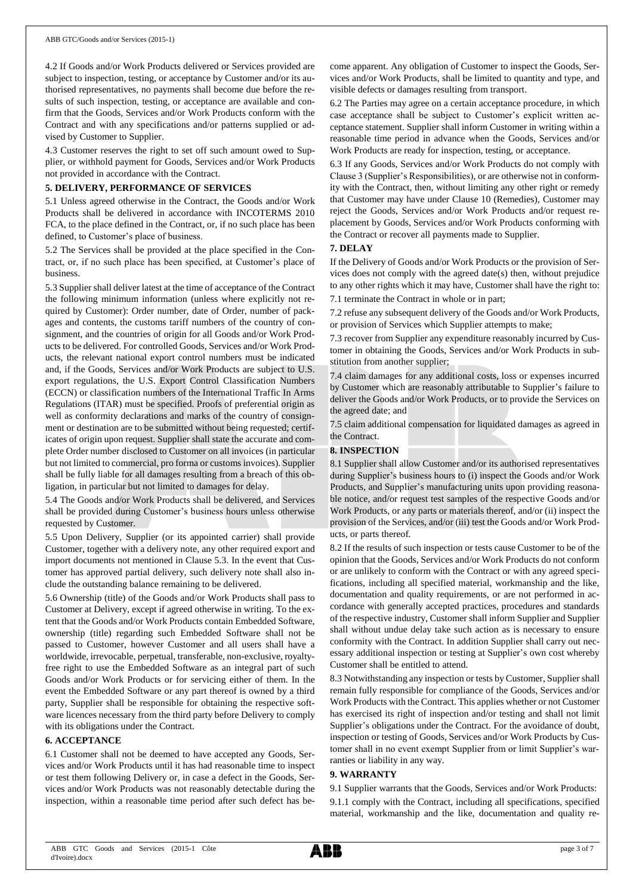4.2 If Goods and/or Work Products delivered or Services provided are subject to inspection, testing, or acceptance by Customer and/or its authorised representatives, no payments shall become due before the results of such inspection, testing, or acceptance are available and confirm that the Goods, Services and/or Work Products conform with the Contract and with any specifications and/or patterns supplied or advised by Customer to Supplier.

4.3 Customer reserves the right to set off such amount owed to Supplier, or withhold payment for Goods, Services and/or Work Products not provided in accordance with the Contract.

**5. DELIVERY, PERFORMANCE OF SERVICES**

5.1 Unless agreed otherwise in the Contract, the Goods and/or Work Products shall be delivered in accordance with INCOTERMS 2010 FCA, to the place defined in the Contract, or, if no such place has been defined, to Customer's place of business.

5.2 The Services shall be provided at the place specified in the Contract, or, if no such place has been specified, at Customer's place of business.

5.3 Supplier shall deliver latest at the time of acceptance of the Contract the following minimum information (unless where explicitly not required by Customer): Order number, date of Order, number of packages and contents, the customs tariff numbers of the country of consignment, and the countries of origin for all Goods and/or Work Products to be delivered. For controlled Goods, Services and/or Work Products, the relevant national export control numbers must be indicated and, if the Goods, Services and/or Work Products are subject to U.S. export regulations, the U.S. Export Control Classification Numbers (ECCN) or classification numbers of the International Traffic In Arms Regulations (ITAR) must be specified. Proofs of preferential origin as well as conformity declarations and marks of the country of consignment or destination are to be submitted without being requested; certificates of origin upon request. Supplier shall state the accurate and complete Order number disclosed to Customer on all invoices (in particular but not limited to commercial, pro forma or customs invoices). Supplier shall be fully liable for all damages resulting from a breach of this obligation, in particular but not limited to damages for delay.

5.4 The Goods and/or Work Products shall be delivered, and Services shall be provided during Customer's business hours unless otherwise requested by Customer.

5.5 Upon Delivery, Supplier (or its appointed carrier) shall provide Customer, together with a delivery note, any other required export and import documents not mentioned in Clause 5.3. In the event that Customer has approved partial delivery, such delivery note shall also include the outstanding balance remaining to be delivered.

5.6 Ownership (title) of the Goods and/or Work Products shall pass to Customer at Delivery, except if agreed otherwise in writing. To the extent that the Goods and/or Work Products contain Embedded Software, ownership (title) regarding such Embedded Software shall not be passed to Customer, however Customer and all users shall have a worldwide, irrevocable, perpetual, transferable, non-exclusive, royalty-free right to use the Embedded Software as an integral part of such Goods and/or Work Products or for servicing either of them. In the event the Embedded Software or any part thereof is owned by a third party, Supplier shall be responsible for obtaining the respective software licences necessary from the third party before Delivery to comply with its obligations under the Contract.

**6. ACCEPTANCE**

6.1 Customer shall not be deemed to have accepted any Goods, Services and/or Work Products until it has had reasonable time to inspect or test them following Delivery or, in case a defect in the Goods, Services and/or Work Products was not reasonably detectable during the inspection, within a reasonable time period after such defect has become apparent. Any obligation of Customer to inspect the Goods, Services and/or Work Products, shall be limited to quantity and type, and visible defects or damages resulting from transport.

6.2 The Parties may agree on a certain acceptance procedure, in which case acceptance shall be subject to Customer's explicit written acceptance statement. Supplier shall inform Customer in writing within a reasonable time period in advance when the Goods, Services and/or Work Products are ready for inspection, testing, or acceptance.

6.3 If any Goods, Services and/or Work Products do not comply with Clause 3 (Supplier's Responsibilities), or are otherwise not in conformity with the Contract, then, without limiting any other right or remedy that Customer may have under Clause 10 (Remedies), Customer may reject the Goods, Services and/or Work Products and/or request replacement by Goods, Services and/or Work Products conforming with the Contract or recover all payments made to Supplier.

**7. DELAY**

If the Delivery of Goods and/or Work Products or the provision of Services does not comply with the agreed date(s) then, without prejudice to any other rights which it may have, Customer shall have the right to:

7.1 terminate the Contract in whole or in part;

7.2 refuse any subsequent delivery of the Goods and/or Work Products, or provision of Services which Supplier attempts to make;

7.3 recover from Supplier any expenditure reasonably incurred by Customer in obtaining the Goods, Services and/or Work Products in substitution from another supplier;

7.4 claim damages for any additional costs, loss or expenses incurred by Customer which are reasonably attributable to Supplier's failure to deliver the Goods and/or Work Products, or to provide the Services on the agreed date; and

7.5 claim additional compensation for liquidated damages as agreed in the Contract.

**8. INSPECTION**

8.1 Supplier shall allow Customer and/or its authorised representatives during Supplier's business hours to (i) inspect the Goods and/or Work Products, and Supplier's manufacturing units upon providing reasonable notice, and/or request test samples of the respective Goods and/or Work Products, or any parts or materials thereof, and/or (ii) inspect the provision of the Services, and/or (iii) test the Goods and/or Work Products, or parts thereof.

8.2 If the results of such inspection or tests cause Customer to be of the opinion that the Goods, Services and/or Work Products do not conform or are unlikely to conform with the Contract or with any agreed specifications, including all specified material, workmanship and the like, documentation and quality requirements, or are not performed in accordance with generally accepted practices, procedures and standards of the respective industry, Customer shall inform Supplier and Supplier shall without undue delay take such action as is necessary to ensure conformity with the Contract. In addition Supplier shall carry out necessary additional inspection or testing at Supplier's own cost whereby Customer shall be entitled to attend.

8.3 Notwithstanding any inspection or tests by Customer, Supplier shall remain fully responsible for compliance of the Goods, Services and/or Work Products with the Contract. This applies whether or not Customer has exercised its right of inspection and/or testing and shall not limit Supplier's obligations under the Contract. For the avoidance of doubt, inspection or testing of Goods, Services and/or Work Products by Customer shall in no event exempt Supplier from or limit Supplier's warranties or liability in any way.

**9. WARRANTY**

9.1 Supplier warrants that the Goods, Services and/or Work Products:

9.1.1 comply with the Contract, including all specifications, specified material, workmanship and the like, documentation and quality re-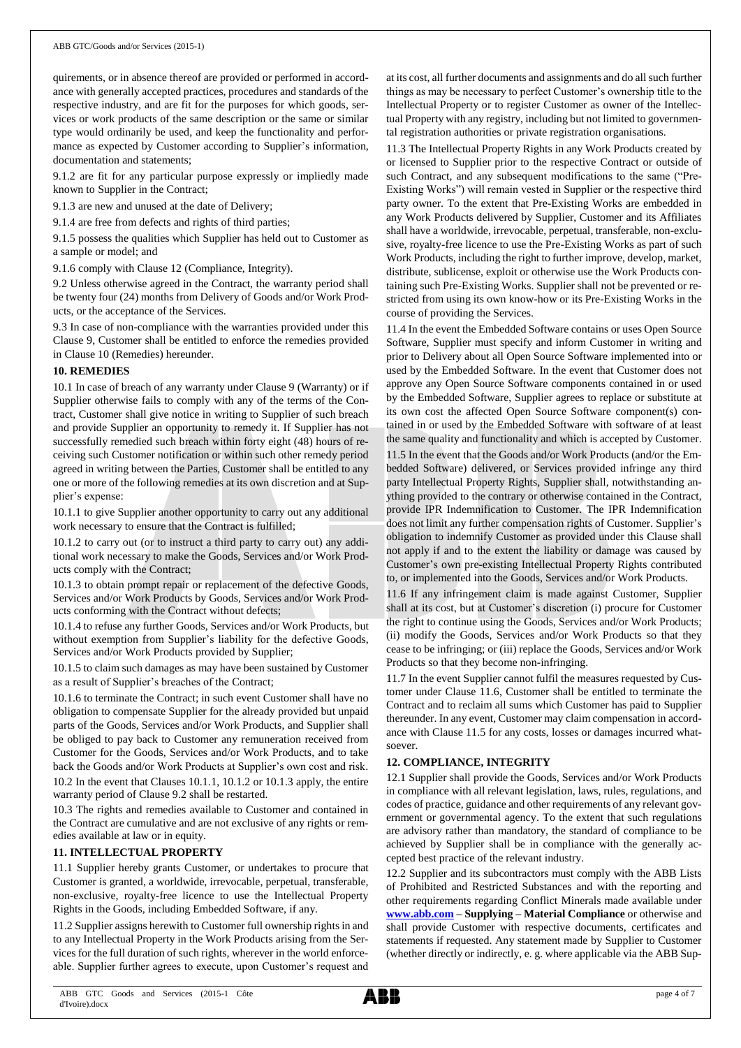quirements, or in absence thereof are provided or performed in accordance with generally accepted practices, procedures and standards of the respective industry, and are fit for the purposes for which goods, services or work products of the same description or the same or similar type would ordinarily be used, and keep the functionality and performance as expected by Customer according to Supplier's information, documentation and statements;

9.1.2 are fit for any particular purpose expressly or impliedly made known to Supplier in the Contract;

9.1.3 are new and unused at the date of Delivery;

9.1.4 are free from defects and rights of third parties;

9.1.5 possess the qualities which Supplier has held out to Customer as a sample or model; and

9.1.6 comply with Clause 12 (Compliance, Integrity).

9.2 Unless otherwise agreed in the Contract, the warranty period shall be twenty four (24) months from Delivery of Goods and/or Work Products, or the acceptance of the Services.

9.3 In case of non-compliance with the warranties provided under this Clause 9, Customer shall be entitled to enforce the remedies provided in Clause 10 (Remedies) hereunder.

**10. REMEDIES**

10.1 In case of breach of any warranty under Clause 9 (Warranty) or if Supplier otherwise fails to comply with any of the terms of the Contract, Customer shall give notice in writing to Supplier of such breach and provide Supplier an opportunity to remedy it. If Supplier has not successfully remedied such breach within forty eight (48) hours of receiving such Customer notification or within such other remedy period agreed in writing between the Parties, Customer shall be entitled to any one or more of the following remedies at its own discretion and at Supplier's expense:

10.1.1 to give Supplier another opportunity to carry out any additional work necessary to ensure that the Contract is fulfilled;

10.1.2 to carry out (or to instruct a third party to carry out) any additional work necessary to make the Goods, Services and/or Work Products comply with the Contract;

10.1.3 to obtain prompt repair or replacement of the defective Goods, Services and/or Work Products by Goods, Services and/or Work Products conforming with the Contract without defects;

10.1.4 to refuse any further Goods, Services and/or Work Products, but without exemption from Supplier's liability for the defective Goods, Services and/or Work Products provided by Supplier;

10.1.5 to claim such damages as may have been sustained by Customer as a result of Supplier's breaches of the Contract;

10.1.6 to terminate the Contract; in such event Customer shall have no obligation to compensate Supplier for the already provided but unpaid parts of the Goods, Services and/or Work Products, and Supplier shall be obliged to pay back to Customer any remuneration received from Customer for the Goods, Services and/or Work Products, and to take back the Goods and/or Work Products at Supplier's own cost and risk.

10.2 In the event that Clauses 10.1.1, 10.1.2 or 10.1.3 apply, the entire warranty period of Clause 9.2 shall be restarted.

10.3 The rights and remedies available to Customer and contained in the Contract are cumulative and are not exclusive of any rights or remedies available at law or in equity.

**11. INTELLECTUAL PROPERTY**

11.1 Supplier hereby grants Customer, or undertakes to procure that Customer is granted, a worldwide, irrevocable, perpetual, transferable, non-exclusive, royalty-free licence to use the Intellectual Property Rights in the Goods, including Embedded Software, if any.

11.2 Supplier assigns herewith to Customer full ownership rights in and to any Intellectual Property in the Work Products arising from the Services for the full duration of such rights, wherever in the world enforceable. Supplier further agrees to execute, upon Customer's request and at its cost, all further documents and assignments and do all such further things as may be necessary to perfect Customer's ownership title to the Intellectual Property or to register Customer as owner of the Intellectual Property with any registry, including but not limited to governmental registration authorities or private registration organisations.

11.3 The Intellectual Property Rights in any Work Products created by or licensed to Supplier prior to the respective Contract or outside of such Contract, and any subsequent modifications to the same ("Pre-Existing Works") will remain vested in Supplier or the respective third party owner. To the extent that Pre-Existing Works are embedded in any Work Products delivered by Supplier, Customer and its Affiliates shall have a worldwide, irrevocable, perpetual, transferable, non-exclusive, royalty-free licence to use the Pre-Existing Works as part of such Work Products, including the right to further improve, develop, market, distribute, sublicense, exploit or otherwise use the Work Products containing such Pre-Existing Works. Supplier shall not be prevented or restricted from using its own know-how or its Pre-Existing Works in the course of providing the Services.

11.4 In the event the Embedded Software contains or uses Open Source Software, Supplier must specify and inform Customer in writing and prior to Delivery about all Open Source Software implemented into or used by the Embedded Software. In the event that Customer does not approve any Open Source Software components contained in or used by the Embedded Software, Supplier agrees to replace or substitute at its own cost the affected Open Source Software component(s) contained in or used by the Embedded Software with software of at least the same quality and functionality and which is accepted by Customer.

11.5 In the event that the Goods and/or Work Products (and/or the Embedded Software) delivered, or Services provided infringe any third party Intellectual Property Rights, Supplier shall, notwithstanding anything provided to the contrary or otherwise contained in the Contract, provide IPR Indemnification to Customer. The IPR Indemnification does not limit any further compensation rights of Customer. Supplier's obligation to indemnify Customer as provided under this Clause shall not apply if and to the extent the liability or damage was caused by Customer's own pre-existing Intellectual Property Rights contributed to, or implemented into the Goods, Services and/or Work Products.

11.6 If any infringement claim is made against Customer, Supplier shall at its cost, but at Customer's discretion (i) procure for Customer the right to continue using the Goods, Services and/or Work Products; (ii) modify the Goods, Services and/or Work Products so that they cease to be infringing; or (iii) replace the Goods, Services and/or Work Products so that they become non-infringing.

11.7 In the event Supplier cannot fulfil the measures requested by Customer under Clause 11.6, Customer shall be entitled to terminate the Contract and to reclaim all sums which Customer has paid to Supplier thereunder. In any event, Customer may claim compensation in accordance with Clause 11.5 for any costs, losses or damages incurred whatsoever.

**12. COMPLIANCE, INTEGRITY**

12.1 Supplier shall provide the Goods, Services and/or Work Products in compliance with all relevant legislation, laws, rules, regulations, and codes of practice, guidance and other requirements of any relevant government or governmental agency. To the extent that such regulations are advisory rather than mandatory, the standard of compliance to be achieved by Supplier shall be in compliance with the generally accepted best practice of the relevant industry.

12.2 Supplier and its subcontractors must comply with the ABB Lists of Prohibited and Restricted Substances and with the reporting and other requirements regarding Conflict Minerals made available under **www.abb.com – Supplying – Material Compliance** or otherwise and shall provide Customer with respective documents, certificates and statements if requested. Any statement made by Supplier to Customer (whether directly or indirectly, e. g. where applicable via the ABB Sup-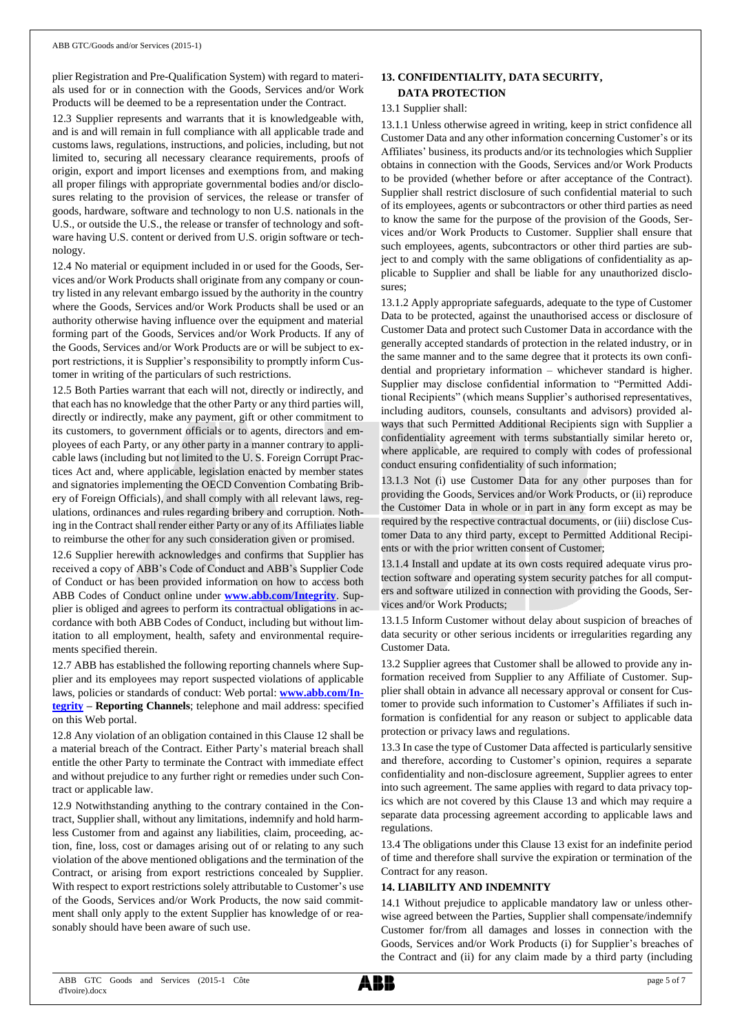plier Registration and Pre-Qualification System) with regard to materials used for or in connection with the Goods, Services and/or Work Products will be deemed to be a representation under the Contract.

12.3 Supplier represents and warrants that it is knowledgeable with, and is and will remain in full compliance with all applicable trade and customs laws, regulations, instructions, and policies, including, but not limited to, securing all necessary clearance requirements, proofs of origin, export and import licenses and exemptions from, and making all proper filings with appropriate governmental bodies and/or disclosures relating to the provision of services, the release or transfer of goods, hardware, software and technology to non U.S. nationals in the U.S., or outside the U.S., the release or transfer of technology and software having U.S. content or derived from U.S. origin software or technology.

12.4 No material or equipment included in or used for the Goods, Services and/or Work Products shall originate from any company or country listed in any relevant embargo issued by the authority in the country where the Goods, Services and/or Work Products shall be used or an authority otherwise having influence over the equipment and material forming part of the Goods, Services and/or Work Products. If any of the Goods, Services and/or Work Products are or will be subject to export restrictions, it is Supplier's responsibility to promptly inform Customer in writing of the particulars of such restrictions.

12.5 Both Parties warrant that each will not, directly or indirectly, and that each has no knowledge that the other Party or any third parties will, directly or indirectly, make any payment, gift or other commitment to its customers, to government officials or to agents, directors and employees of each Party, or any other party in a manner contrary to applicable laws (including but not limited to the U. S. Foreign Corrupt Practices Act and, where applicable, legislation enacted by member states and signatories implementing the OECD Convention Combating Bribery of Foreign Officials), and shall comply with all relevant laws, regulations, ordinances and rules regarding bribery and corruption. Nothing in the Contract shall render either Party or any of its Affiliates liable to reimburse the other for any such consideration given or promised.

12.6 Supplier herewith acknowledges and confirms that Supplier has received a copy of ABB's Code of Conduct and ABB's Supplier Code of Conduct or has been provided information on how to access both ABB Codes of Conduct online under **www.abb.com/Integrity**. Supplier is obliged and agrees to perform its contractual obligations in accordance with both ABB Codes of Conduct, including but without limitation to all employment, health, safety and environmental requirements specified therein.

12.7 ABB has established the following reporting channels where Supplier and its employees may report suspected violations of applicable laws, policies or standards of conduct: Web portal: **www.abb.com/Integrity – Reporting Channels**; telephone and mail address: specified on this Web portal.

12.8 Any violation of an obligation contained in this Clause 12 shall be a material breach of the Contract. Either Party's material breach shall entitle the other Party to terminate the Contract with immediate effect and without prejudice to any further right or remedies under such Contract or applicable law.

12.9 Notwithstanding anything to the contrary contained in the Contract, Supplier shall, without any limitations, indemnify and hold harmless Customer from and against any liabilities, claim, proceeding, action, fine, loss, cost or damages arising out of or relating to any such violation of the above mentioned obligations and the termination of the Contract, or arising from export restrictions concealed by Supplier. With respect to export restrictions solely attributable to Customer's use of the Goods, Services and/or Work Products, the now said commitment shall only apply to the extent Supplier has knowledge of or reasonably should have been aware of such use.

## 13. CONFIDENTIALITY, DATA SECURITY, DATA PROTECTION

13.1 Supplier shall:

13.1.1 Unless otherwise agreed in writing, keep in strict confidence all Customer Data and any other information concerning Customer's or its Affiliates' business, its products and/or its technologies which Supplier obtains in connection with the Goods, Services and/or Work Products to be provided (whether before or after acceptance of the Contract). Supplier shall restrict disclosure of such confidential material to such of its employees, agents or subcontractors or other third parties as need to know the same for the purpose of the provision of the Goods, Services and/or Work Products to Customer. Supplier shall ensure that such employees, agents, subcontractors or other third parties are subject to and comply with the same obligations of confidentiality as applicable to Supplier and shall be liable for any unauthorized disclosures;

13.1.2 Apply appropriate safeguards, adequate to the type of Customer Data to be protected, against the unauthorised access or disclosure of Customer Data and protect such Customer Data in accordance with the generally accepted standards of protection in the related industry, or in the same manner and to the same degree that it protects its own confidential and proprietary information – whichever standard is higher. Supplier may disclose confidential information to "Permitted Additional Recipients" (which means Supplier's authorised representatives, including auditors, counsels, consultants and advisors) provided always that such Permitted Additional Recipients sign with Supplier a confidentiality agreement with terms substantially similar hereto or, where applicable, are required to comply with codes of professional conduct ensuring confidentiality of such information;

13.1.3 Not (i) use Customer Data for any other purposes than for providing the Goods, Services and/or Work Products, or (ii) reproduce the Customer Data in whole or in part in any form except as may be required by the respective contractual documents, or (iii) disclose Customer Data to any third party, except to Permitted Additional Recipients or with the prior written consent of Customer;

13.1.4 Install and update at its own costs required adequate virus protection software and operating system security patches for all computers and software utilized in connection with providing the Goods, Services and/or Work Products;

13.1.5 Inform Customer without delay about suspicion of breaches of data security or other serious incidents or irregularities regarding any Customer Data.

13.2 Supplier agrees that Customer shall be allowed to provide any information received from Supplier to any Affiliate of Customer. Supplier shall obtain in advance all necessary approval or consent for Customer to provide such information to Customer's Affiliates if such information is confidential for any reason or subject to applicable data protection or privacy laws and regulations.

13.3 In case the type of Customer Data affected is particularly sensitive and therefore, according to Customer's opinion, requires a separate confidentiality and non-disclosure agreement, Supplier agrees to enter into such agreement. The same applies with regard to data privacy topics which are not covered by this Clause 13 and which may require a separate data processing agreement according to applicable laws and regulations.

13.4 The obligations under this Clause 13 exist for an indefinite period of time and therefore shall survive the expiration or termination of the Contract for any reason.

## 14. LIABILITY AND INDEMNITY

14.1 Without prejudice to applicable mandatory law or unless otherwise agreed between the Parties, Supplier shall compensate/indemnify Customer for/from all damages and losses in connection with the Goods, Services and/or Work Products (i) for Supplier's breaches of the Contract and (ii) for any claim made by a third party (including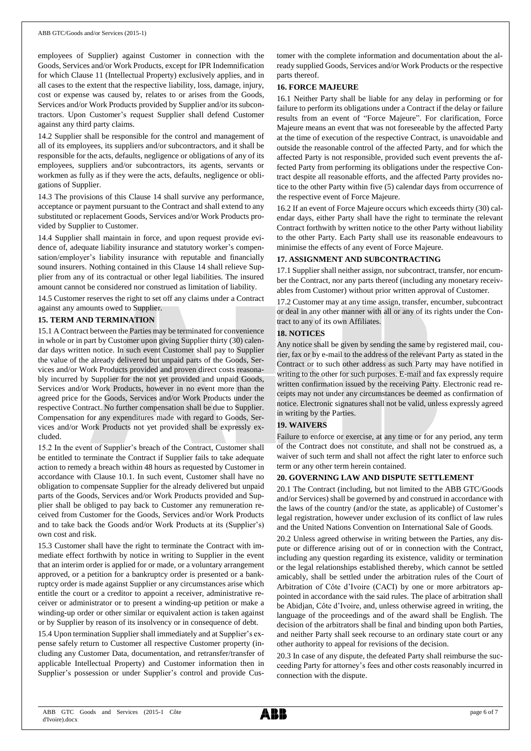employees of Supplier) against Customer in connection with the Goods, Services and/or Work Products, except for IPR Indemnification for which Clause 11 (Intellectual Property) exclusively applies, and in all cases to the extent that the respective liability, loss, damage, injury, cost or expense was caused by, relates to or arises from the Goods, Services and/or Work Products provided by Supplier and/or its subcontractors. Upon Customer's request Supplier shall defend Customer against any third party claims.

14.2 Supplier shall be responsible for the control and management of all of its employees, its suppliers and/or subcontractors, and it shall be responsible for the acts, defaults, negligence or obligations of any of its employees, suppliers and/or subcontractors, its agents, servants or workmen as fully as if they were the acts, defaults, negligence or obligations of Supplier.

14.3 The provisions of this Clause 14 shall survive any performance, acceptance or payment pursuant to the Contract and shall extend to any substituted or replacement Goods, Services and/or Work Products provided by Supplier to Customer.

14.4 Supplier shall maintain in force, and upon request provide evidence of, adequate liability insurance and statutory worker's compensation/employer's liability insurance with reputable and financially sound insurers. Nothing contained in this Clause 14 shall relieve Supplier from any of its contractual or other legal liabilities. The insured amount cannot be considered nor construed as limitation of liability.

14.5 Customer reserves the right to set off any claims under a Contract against any amounts owed to Supplier.

**15. TERM AND TERMINATION**

15.1 A Contract between the Parties may be terminated for convenience in whole or in part by Customer upon giving Supplier thirty (30) calendar days written notice. In such event Customer shall pay to Supplier the value of the already delivered but unpaid parts of the Goods, Services and/or Work Products provided and proven direct costs reasonably incurred by Supplier for the not yet provided and unpaid Goods, Services and/or Work Products, however in no event more than the agreed price for the Goods, Services and/or Work Products under the respective Contract. No further compensation shall be due to Supplier. Compensation for any expenditures made with regard to Goods, Services and/or Work Products not yet provided shall be expressly excluded.

15.2 In the event of Supplier's breach of the Contract, Customer shall be entitled to terminate the Contract if Supplier fails to take adequate action to remedy a breach within 48 hours as requested by Customer in accordance with Clause 10.1. In such event, Customer shall have no obligation to compensate Supplier for the already delivered but unpaid parts of the Goods, Services and/or Work Products provided and Supplier shall be obliged to pay back to Customer any remuneration received from Customer for the Goods, Services and/or Work Products and to take back the Goods and/or Work Products at its (Supplier's) own cost and risk.

15.3 Customer shall have the right to terminate the Contract with immediate effect forthwith by notice in writing to Supplier in the event that an interim order is applied for or made, or a voluntary arrangement approved, or a petition for a bankruptcy order is presented or a bankruptcy order is made against Supplier or any circumstances arise which entitle the court or a creditor to appoint a receiver, administrative receiver or administrator or to present a winding-up petition or make a winding-up order or other similar or equivalent action is taken against or by Supplier by reason of its insolvency or in consequence of debt.

15.4 Upon termination Supplier shall immediately and at Supplier's expense safely return to Customer all respective Customer property (including any Customer Data, documentation, and retransfer/transfer of applicable Intellectual Property) and Customer information then in Supplier's possession or under Supplier's control and provide Customer with the complete information and documentation about the already supplied Goods, Services and/or Work Products or the respective parts thereof.

**16. FORCE MAJEURE**

16.1 Neither Party shall be liable for any delay in performing or for failure to perform its obligations under a Contract if the delay or failure results from an event of "Force Majeure". For clarification, Force Majeure means an event that was not foreseeable by the affected Party at the time of execution of the respective Contract, is unavoidable and outside the reasonable control of the affected Party, and for which the affected Party is not responsible, provided such event prevents the affected Party from performing its obligations under the respective Contract despite all reasonable efforts, and the affected Party provides notice to the other Party within five (5) calendar days from occurrence of the respective event of Force Majeure.

16.2 If an event of Force Majeure occurs which exceeds thirty (30) calendar days, either Party shall have the right to terminate the relevant Contract forthwith by written notice to the other Party without liability to the other Party. Each Party shall use its reasonable endeavours to minimise the effects of any event of Force Majeure.

**17. ASSIGNMENT AND SUBCONTRACTING**

17.1 Supplier shall neither assign, nor subcontract, transfer, nor encumber the Contract, nor any parts thereof (including any monetary receivables from Customer) without prior written approval of Customer.

17.2 Customer may at any time assign, transfer, encumber, subcontract or deal in any other manner with all or any of its rights under the Contract to any of its own Affiliates.

**18. NOTICES**

Any notice shall be given by sending the same by registered mail, courier, fax or by e-mail to the address of the relevant Party as stated in the Contract or to such other address as such Party may have notified in writing to the other for such purposes. E-mail and fax expressly require written confirmation issued by the receiving Party. Electronic read receipts may not under any circumstances be deemed as confirmation of notice. Electronic signatures shall not be valid, unless expressly agreed in writing by the Parties.

**19. WAIVERS**

Failure to enforce or exercise, at any time or for any period, any term of the Contract does not constitute, and shall not be construed as, a waiver of such term and shall not affect the right later to enforce such term or any other term herein contained.

**20. GOVERNING LAW AND DISPUTE SETTLEMENT**

20.1 The Contract (including, but not limited to the ABB GTC/Goods and/or Services) shall be governed by and construed in accordance with the laws of the country (and/or the state, as applicable) of Customer's legal registration, however under exclusion of its conflict of law rules and the United Nations Convention on International Sale of Goods.

20.2 Unless agreed otherwise in writing between the Parties, any dispute or difference arising out of or in connection with the Contract, including any question regarding its existence, validity or termination or the legal relationships established thereby, which cannot be settled amicably, shall be settled under the arbitration rules of the Court of Arbitration of Côte d'Ivoire (CACI) by one or more arbitrators appointed in accordance with the said rules. The place of arbitration shall be Abidjan, Côte d'Ivoire, and, unless otherwise agreed in writing, the language of the proceedings and of the award shall be English. The decision of the arbitrators shall be final and binding upon both Parties, and neither Party shall seek recourse to an ordinary state court or any other authority to appeal for revisions of the decision.

20.3 In case of any dispute, the defeated Party shall reimburse the succeeding Party for attorney's fees and other costs reasonably incurred in connection with the dispute.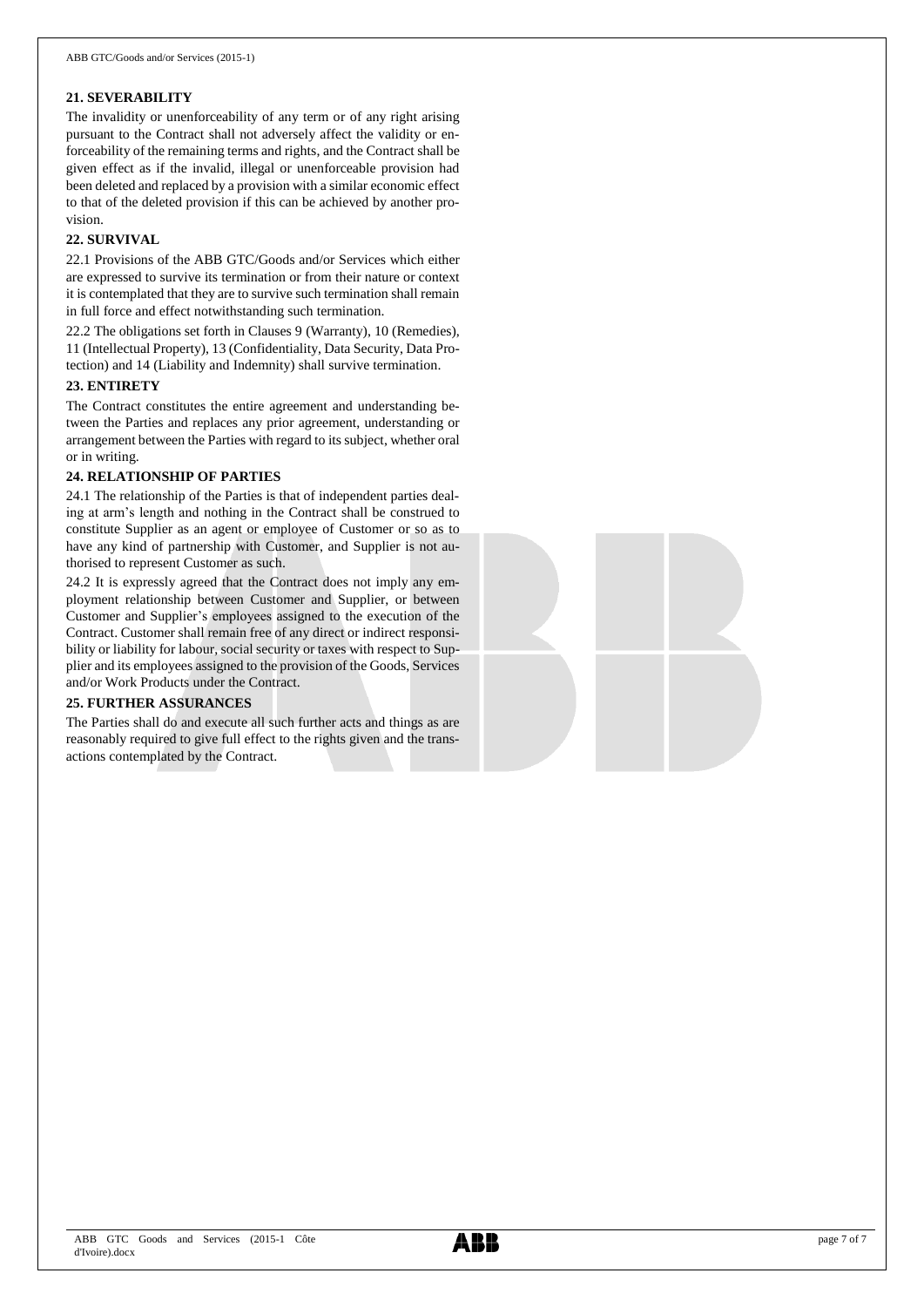## 21. SEVERABILITY

The invalidity or unenforceability of any term or of any right arising pursuant to the Contract shall not adversely affect the validity or enforceability of the remaining terms and rights, and the Contract shall be given effect as if the invalid, illegal or unenforceable provision had been deleted and replaced by a provision with a similar economic effect to that of the deleted provision if this can be achieved by another provision.

## 22. SURVIVAL

22.1 Provisions of the ABB GTC/Goods and/or Services which either are expressed to survive its termination or from their nature or context it is contemplated that they are to survive such termination shall remain in full force and effect notwithstanding such termination.

22.2 The obligations set forth in Clauses 9 (Warranty), 10 (Remedies), 11 (Intellectual Property), 13 (Confidentiality, Data Security, Data Protection) and 14 (Liability and Indemnity) shall survive termination.

## 23. ENTIRETY

The Contract constitutes the entire agreement and understanding between the Parties and replaces any prior agreement, understanding or arrangement between the Parties with regard to its subject, whether oral or in writing.

## 24. RELATIONSHIP OF PARTIES

24.1 The relationship of the Parties is that of independent parties dealing at arm's length and nothing in the Contract shall be construed to constitute Supplier as an agent or employee of Customer or so as to have any kind of partnership with Customer, and Supplier is not authorised to represent Customer as such.

24.2 It is expressly agreed that the Contract does not imply any employment relationship between Customer and Supplier, or between Customer and Supplier's employees assigned to the execution of the Contract. Customer shall remain free of any direct or indirect responsibility or liability for labour, social security or taxes with respect to Supplier and its employees assigned to the provision of the Goods, Services and/or Work Products under the Contract.

## 25. FURTHER ASSURANCES

The Parties shall do and execute all such further acts and things as are reasonably required to give full effect to the rights given and the transactions contemplated by the Contract.